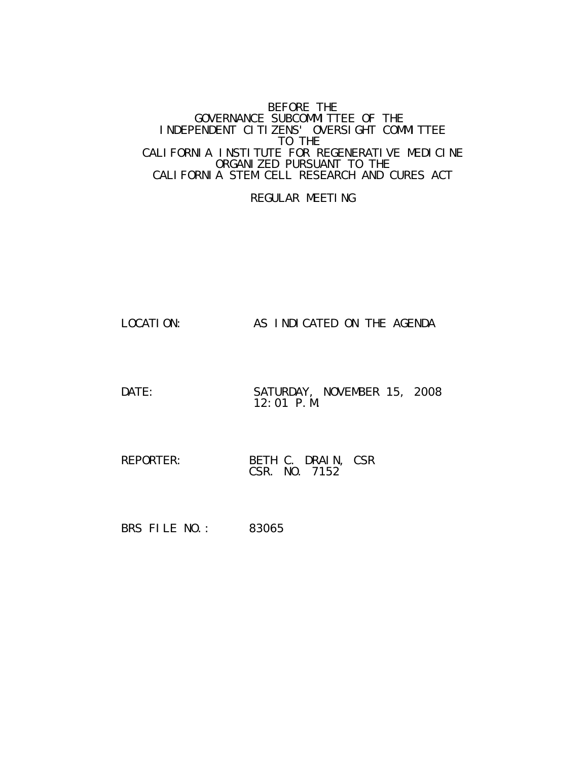BEFORE THE
GOVERNANCE SUBCOMMITTEE OF THE
INDEPENDENT CITIZENS' OVERSIGHT COMMITTEE
TO THE
CALIFORNIA INSTITUTE FOR REGENERATIVE MEDICINE
ORGANIZED PURSUANT TO THE
CALIFORNIA STEM CELL RESEARCH AND CURES ACT

REGULAR MEETING

LOCATION: AS INDICATED ON THE AGENDA

DATE: SATURDAY, NOVEMBER 15, 2008
12:01 P.M.

REPORTER: BETH C. DRAIN, CSR
CSR. NO. 7152

BRS FILE NO.: 83065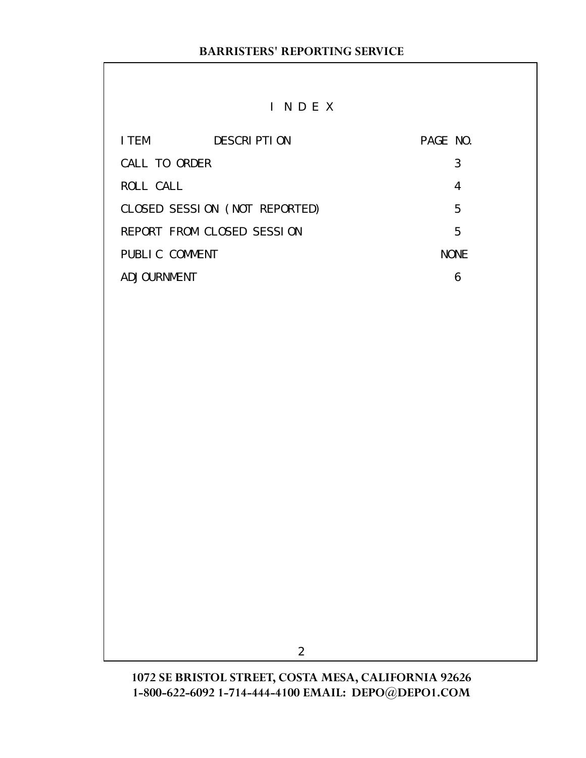# I N D E X

| ITEM DESCRIPTION | PAGE NO. |
| --- | --- |
| CALL TO ORDER | 3 |
| ROLL CALL | 4 |
| CLOSED SESSION (NOT REPORTED) | 5 |
| REPORT FROM CLOSED SESSION | 5 |
| PUBLIC COMMENT | NONE |
| ADJOURNMENT | 6 |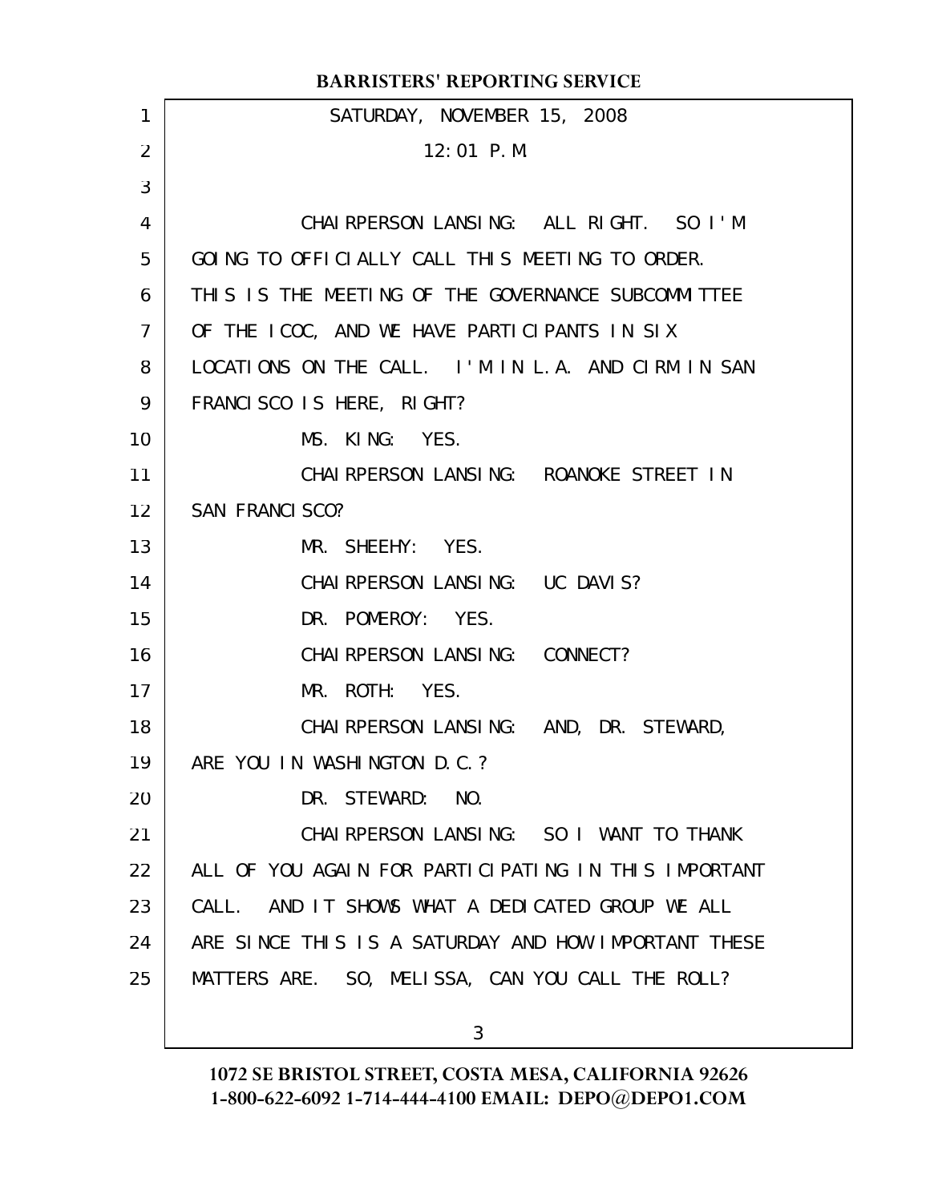SATURDAY, NOVEMBER 15, 2008

12:01 P.M.

CHAIRPERSON LANSING: ALL RIGHT. SO I'M GOING TO OFFICIALLY CALL THIS MEETING TO ORDER. THIS IS THE MEETING OF THE GOVERNANCE SUBCOMMITTEE OF THE ICOC, AND WE HAVE PARTICIPANTS IN SIX LOCATIONS ON THE CALL. I'M IN L.A. AND CIRM IN SAN FRANCISCO IS HERE, RIGHT?

MS. KING: YES.

CHAIRPERSON LANSING: ROANOKE STREET IN SAN FRANCISCO?

MR. SHEEHY: YES.

CHAIRPERSON LANSING: UC DAVIS?

DR. POMEROY: YES.

CHAIRPERSON LANSING: CONNECT?

MR. ROTH: YES.

CHAIRPERSON LANSING: AND, DR. STEWARD, ARE YOU IN WASHINGTON D.C.?

DR. STEWARD: NO.

CHAIRPERSON LANSING: SO I WANT TO THANK ALL OF YOU AGAIN FOR PARTICIPATING IN THIS IMPORTANT CALL. AND IT SHOWS WHAT A DEDICATED GROUP WE ALL ARE SINCE THIS IS A SATURDAY AND HOW IMPORTANT THESE MATTERS ARE. SO, MELISSA, CAN YOU CALL THE ROLL?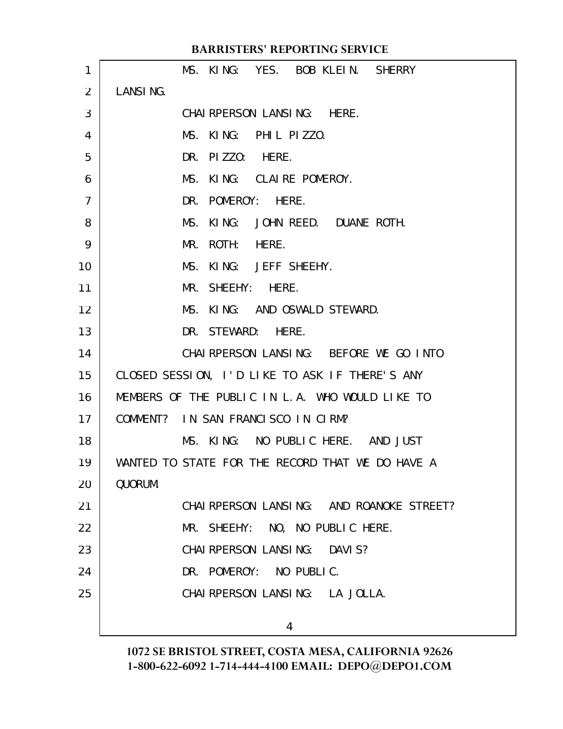MS. KING: YES. BOB KLEIN. SHERRY LANSING.

CHAIRPERSON LANSING: HERE.

MS. KING: PHIL PIZZO.

DR. PIZZO: HERE.

MS. KING: CLAIRE POMEROY.

DR. POMEROY: HERE.

MS. KING: JOHN REED. DUANE ROTH.

MR. ROTH: HERE.

MS. KING: JEFF SHEEHY.

MR. SHEEHY: HERE.

MS. KING: AND OSWALD STEWARD.

DR. STEWARD: HERE.

CHAIRPERSON LANSING: BEFORE WE GO INTO CLOSED SESSION, I'D LIKE TO ASK IF THERE'S ANY MEMBERS OF THE PUBLIC IN L.A. WHO WOULD LIKE TO COMMENT? IN SAN FRANCISCO IN CIRM?

MS. KING: NO PUBLIC HERE. AND JUST WANTED TO STATE FOR THE RECORD THAT WE DO HAVE A QUORUM.

CHAIRPERSON LANSING: AND ROANOKE STREET?

MR. SHEEHY: NO, NO PUBLIC HERE.

CHAIRPERSON LANSING: DAVIS?

DR. POMEROY: NO PUBLIC.

CHAIRPERSON LANSING: LA JOLLA.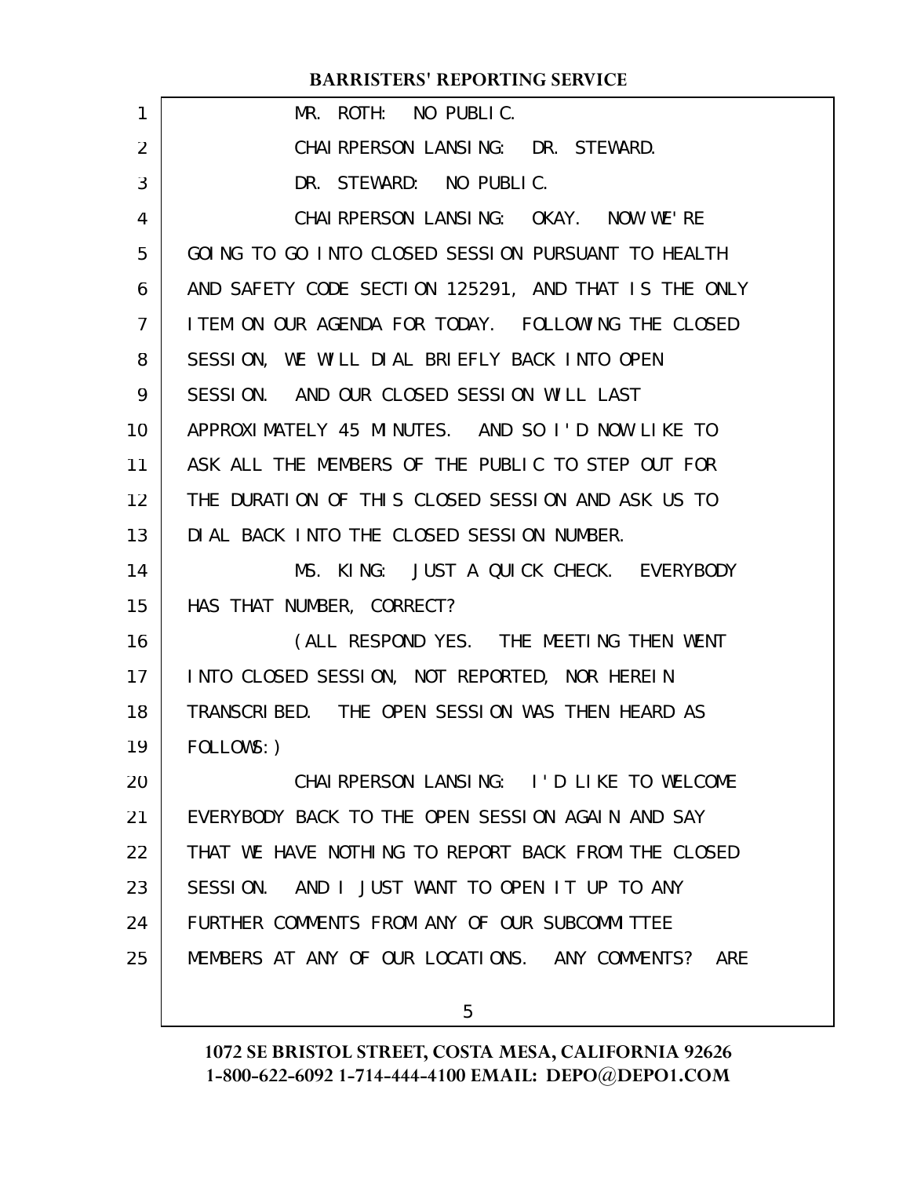MR. ROTH: NO PUBLIC.

CHAIRPERSON LANSING: DR. STEWARD.

DR. STEWARD: NO PUBLIC.

CHAIRPERSON LANSING: OKAY. NOW WE'RE GOING TO GO INTO CLOSED SESSION PURSUANT TO HEALTH AND SAFETY CODE SECTION 125291, AND THAT IS THE ONLY ITEM ON OUR AGENDA FOR TODAY. FOLLOWING THE CLOSED SESSION, WE WILL DIAL BRIEFLY BACK INTO OPEN SESSION. AND OUR CLOSED SESSION WILL LAST APPROXIMATELY 45 MINUTES. AND SO I'D NOW LIKE TO ASK ALL THE MEMBERS OF THE PUBLIC TO STEP OUT FOR THE DURATION OF THIS CLOSED SESSION AND ASK US TO DIAL BACK INTO THE CLOSED SESSION NUMBER.

MS. KING: JUST A QUICK CHECK. EVERYBODY HAS THAT NUMBER, CORRECT?

(ALL RESPOND YES. THE MEETING THEN WENT INTO CLOSED SESSION, NOT REPORTED, NOR HEREIN TRANSCRIBED. THE OPEN SESSION WAS THEN HEARD AS FOLLOWS:)

CHAIRPERSON LANSING: I'D LIKE TO WELCOME EVERYBODY BACK TO THE OPEN SESSION AGAIN AND SAY THAT WE HAVE NOTHING TO REPORT BACK FROM THE CLOSED SESSION. AND I JUST WANT TO OPEN IT UP TO ANY FURTHER COMMENTS FROM ANY OF OUR SUBCOMMITTEE MEMBERS AT ANY OF OUR LOCATIONS. ANY COMMENTS? ARE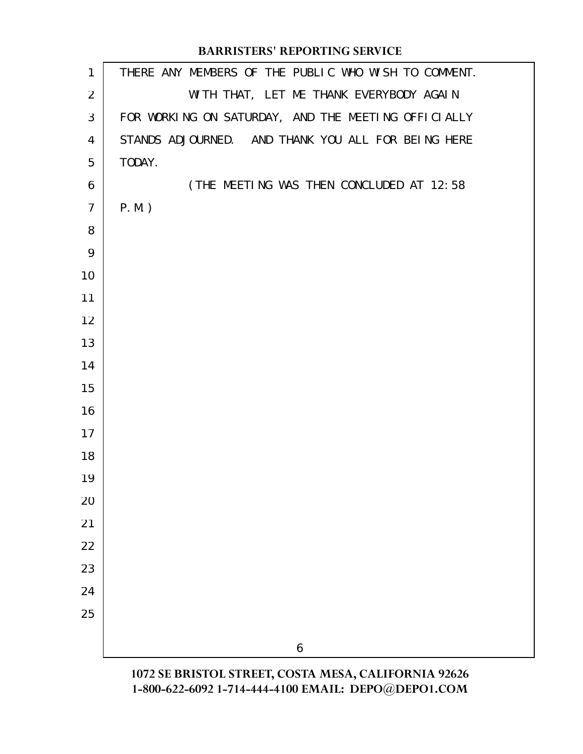THERE ANY MEMBERS OF THE PUBLIC WHO WISH TO COMMENT.

WITH THAT, LET ME THANK EVERYBODY AGAIN FOR WORKING ON SATURDAY, AND THE MEETING OFFICIALLY STANDS ADJOURNED. AND THANK YOU ALL FOR BEING HERE TODAY.

(THE MEETING WAS THEN CONCLUDED AT 12:58 P.M.)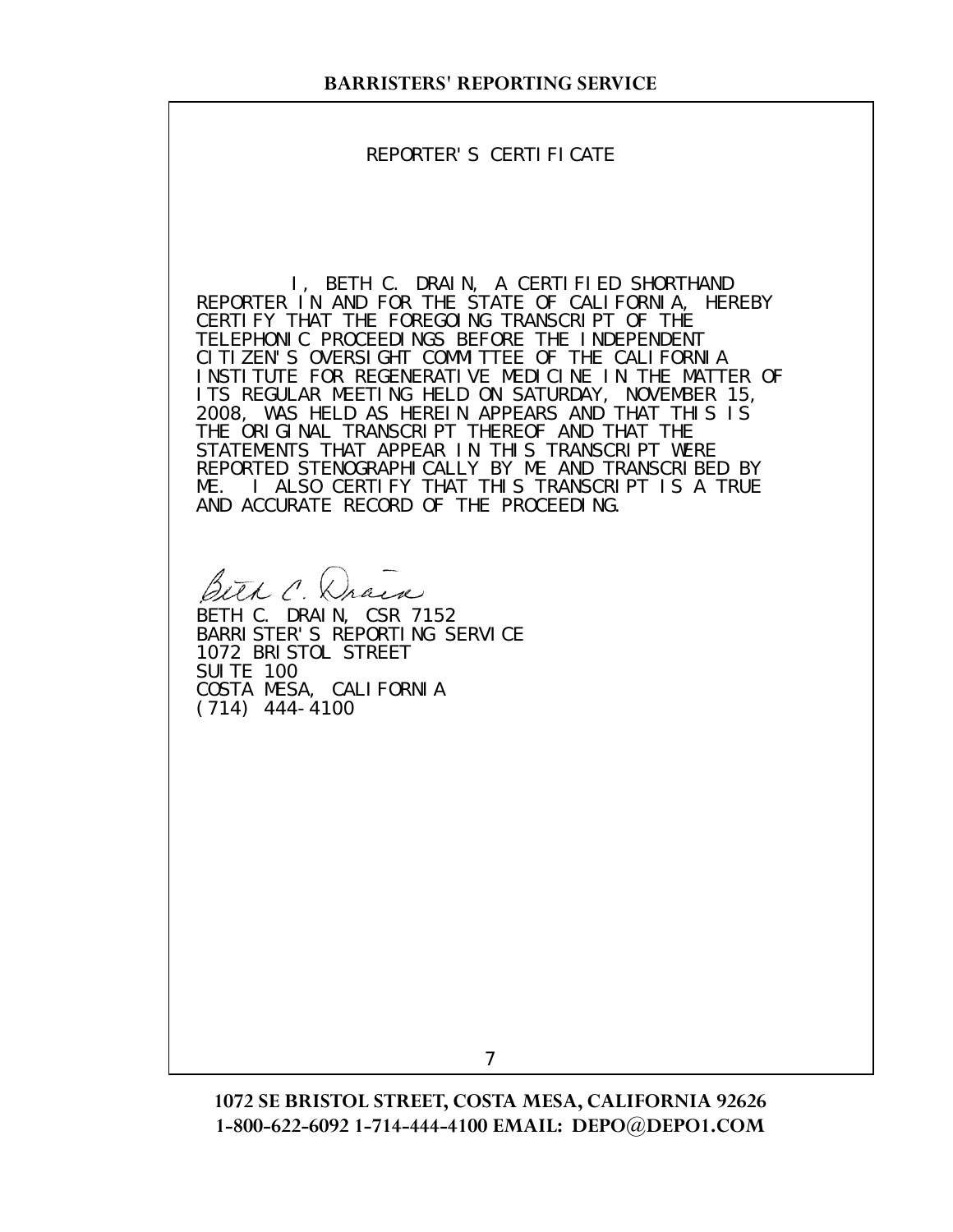REPORTER'S CERTIFICATE

I, BETH C. DRAIN, A CERTIFIED SHORTHAND REPORTER IN AND FOR THE STATE OF CALIFORNIA, HEREBY CERTIFY THAT THE FOREGOING TRANSCRIPT OF THE TELEPHONIC PROCEEDINGS BEFORE THE INDEPENDENT CITIZEN'S OVERSIGHT COMMITTEE OF THE CALIFORNIA INSTITUTE FOR REGENERATIVE MEDICINE IN THE MATTER OF ITS REGULAR MEETING HELD ON SATURDAY, NOVEMBER 15, 2008, WAS HELD AS HEREIN APPEARS AND THAT THIS IS THE ORIGINAL TRANSCRIPT THEREOF AND THAT THE STATEMENTS THAT APPEAR IN THIS TRANSCRIPT WERE REPORTED STENOGRAPHICALLY BY ME AND TRANSCRIBED BY ME. I ALSO CERTIFY THAT THIS TRANSCRIPT IS A TRUE AND ACCURATE RECORD OF THE PROCEEDING.

Beth C. Drain

BETH C. DRAIN, CSR 7152
BARRISTER'S REPORTING SERVICE
1072 BRISTOL STREET
SUITE 100
COSTA MESA, CALIFORNIA
(714) 444-4100